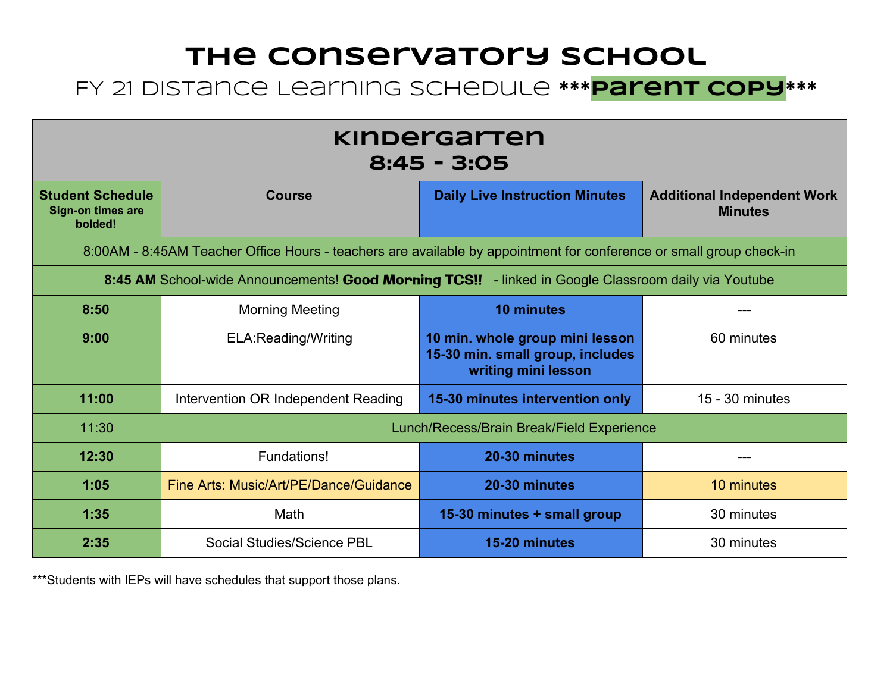# The Conservatory School

## FY 21 Distance Learning Schedule ***Parent Copy***

| Kindergarten 8:45 - 3:05 | | | |
|---|---|---|---|
| **Student Schedule** **Sign-on times are bolded!** | **Course** | **Daily Live Instruction Minutes** | **Additional Independent Work Minutes** |
| 8:00AM - 8:45AM Teacher Office Hours - teachers are available by appointment for conference or small group check-in | | | |
| **8:45 AM** School-wide Announcements! **Good Morning TCS!!** - linked in Google Classroom daily via Youtube | | | |
| **8:50** | Morning Meeting | **10 minutes** | --- |
| **9:00** | ELA:Reading/Writing | **10 min. whole group mini lesson 15-30 min. small group, includes writing mini lesson** | 60 minutes |
| **11:00** | Intervention OR Independent Reading | **15-30 minutes intervention only** | 15 - 30 minutes |
| 11:30 | Lunch/Recess/Brain Break/Field Experience | | |
| **12:30** | Fundations! | **20-30 minutes** | --- |
| **1:05** | Fine Arts: Music/Art/PE/Dance/Guidance | **20-30 minutes** | 10 minutes |
| **1:35** | Math | **15-30 minutes + small group** | 30 minutes |
| **2:35** | Social Studies/Science PBL | **15-20 minutes** | 30 minutes |

***Students with IEPs will have schedules that support those plans.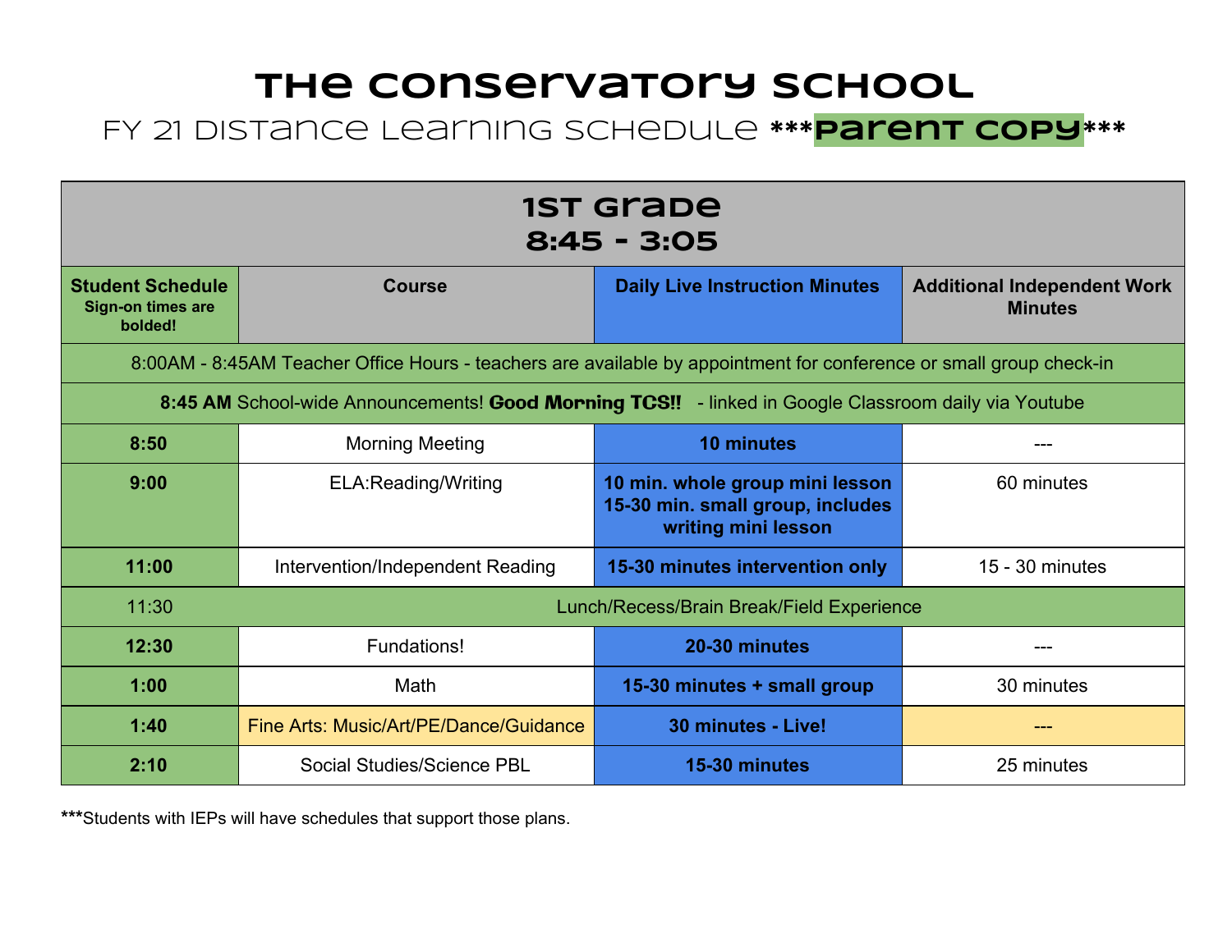# The Conservatory School

## FY 21 Distance Learning Schedule ***Parent Copy***

| 1st Grade<br>8:45 - 3:05 | | | |
|---|---|---|---|
| **Student Schedule**<br>**Sign-on times are bolded!** | **Course** | **Daily Live Instruction Minutes** | **Additional Independent Work Minutes** |
| 8:00AM - 8:45AM Teacher Office Hours - teachers are available by appointment for conference or small group check-in | | | |
| **8:45 AM** School-wide Announcements! **Good Morning TCS!!** - linked in Google Classroom daily via Youtube | | | |
| **8:50** | Morning Meeting | **10 minutes** | --- |
| **9:00** | ELA:Reading/Writing | **10 min. whole group mini lesson**<br>**15-30 min. small group, includes writing mini lesson** | 60 minutes |
| **11:00** | Intervention/Independent Reading | **15-30 minutes intervention only** | 15 - 30 minutes |
| 11:30 | Lunch/Recess/Brain Break/Field Experience | | |
| **12:30** | Fundations! | **20-30 minutes** | --- |
| **1:00** | Math | **15-30 minutes + small group** | 30 minutes |
| **1:40** | Fine Arts: Music/Art/PE/Dance/Guidance | **30 minutes - Live!** | --- |
| **2:10** | Social Studies/Science PBL | **15-30 minutes** | 25 minutes |

*****Students with IEPs will have schedules that support those plans.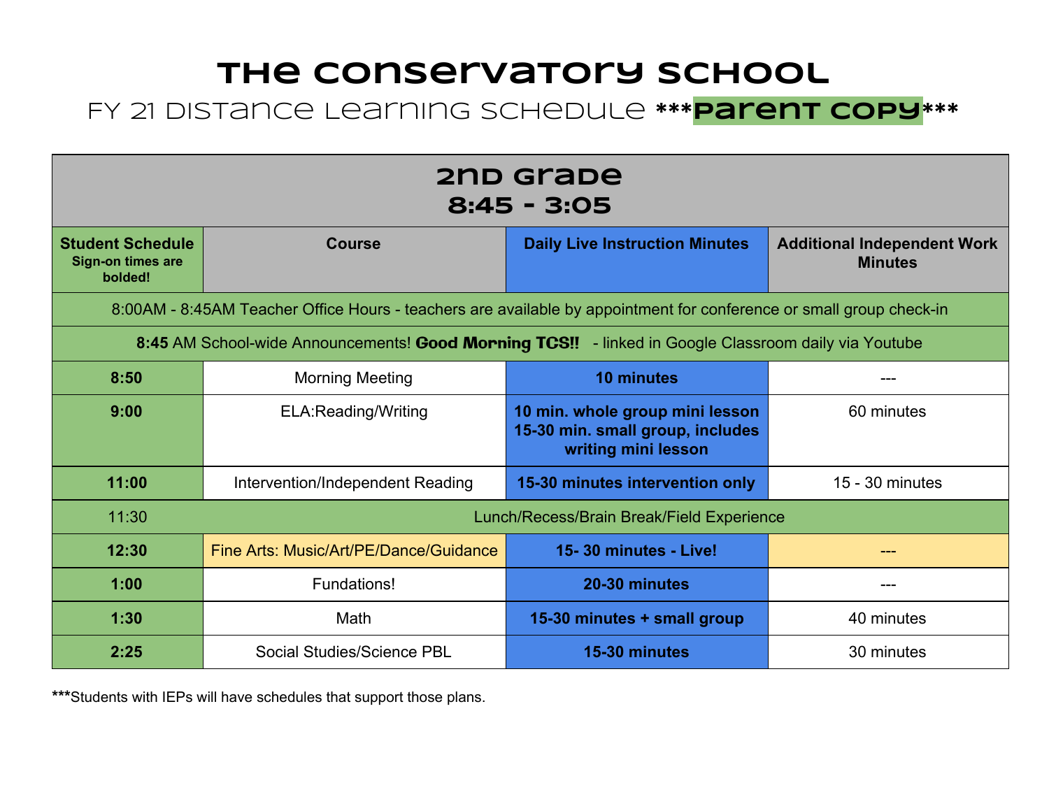# The Conservatory School

## FY 21 Distance Learning Schedule ***Parent Copy***

| 2nd Grade<br>8:45 - 3:05 | | | |
|---|---|---|---|
| **Student Schedule**<br>**Sign-on times are bolded!** | **Course** | **Daily Live Instruction Minutes** | **Additional Independent Work Minutes** |
| 8:00AM - 8:45AM Teacher Office Hours - teachers are available by appointment for conference or small group check-in | | | |
| **8:45** AM School-wide Announcements! **Good Morning TCS!!** - linked in Google Classroom daily via Youtube | | | |
| **8:50** | Morning Meeting | **10 minutes** | --- |
| **9:00** | ELA:Reading/Writing | **10 min. whole group mini lesson**<br>**15-30 min. small group, includes writing mini lesson** | 60 minutes |
| **11:00** | Intervention/Independent Reading | **15-30 minutes intervention only** | 15 - 30 minutes |
| 11:30 | Lunch/Recess/Brain Break/Field Experience | | |
| **12:30** | Fine Arts: Music/Art/PE/Dance/Guidance | **15- 30 minutes - Live!** | --- |
| **1:00** | Fundations! | **20-30 minutes** | --- |
| **1:30** | Math | **15-30 minutes + small group** | 40 minutes |
| **2:25** | Social Studies/Science PBL | **15-30 minutes** | 30 minutes |

***Students with IEPs will have schedules that support those plans.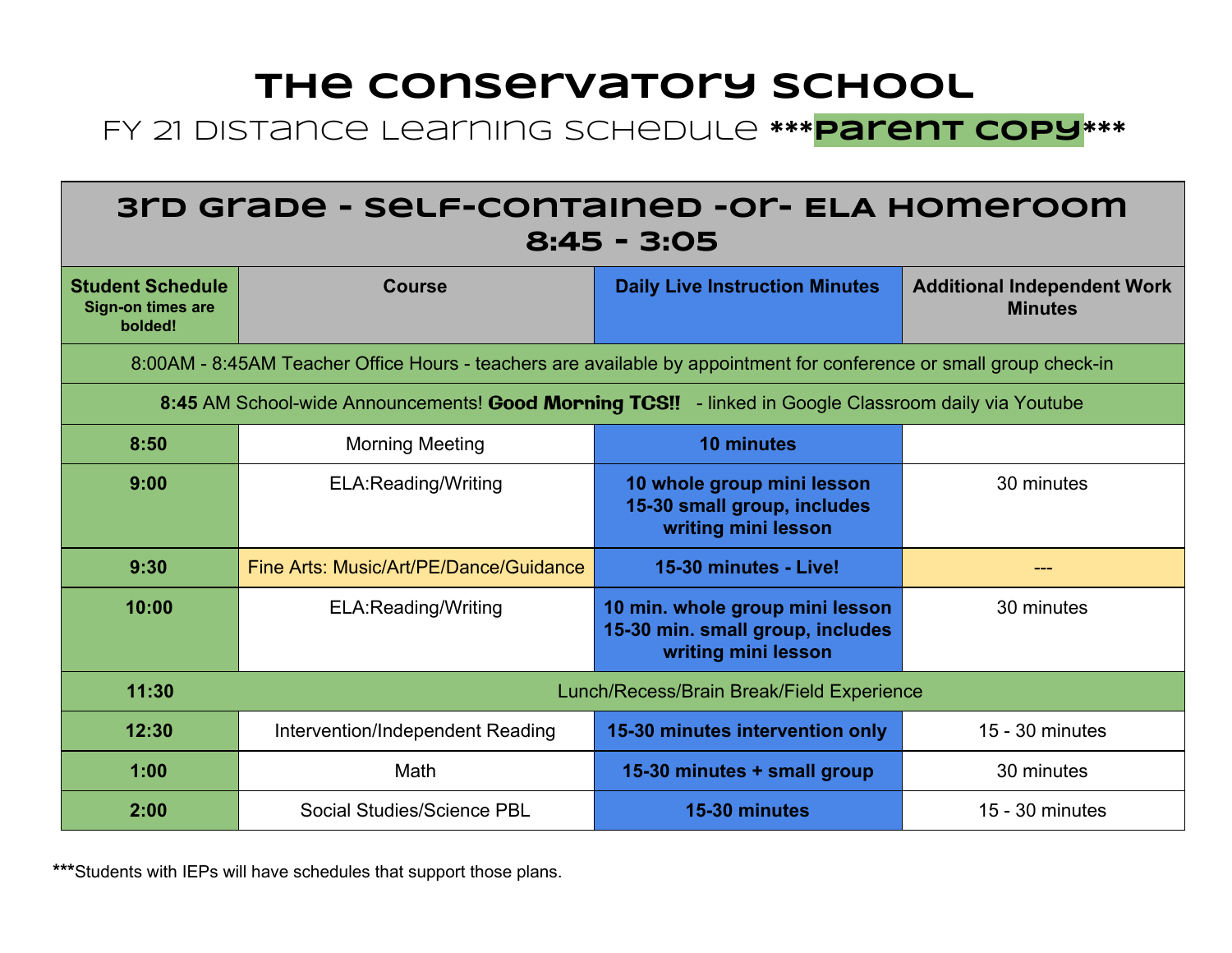# The Conservatory School

## FY 21 Distance Learning Schedule ***Parent Copy***

| 3rd Grade - Self-Contained -or- ELA Homeroom 8:45 - 3:05 | | | |
|---|---|---|---|
| **Student Schedule** Sign-on times are bolded! | **Course** | **Daily Live Instruction Minutes** | **Additional Independent Work Minutes** |
| 8:00AM - 8:45AM Teacher Office Hours - teachers are available by appointment for conference or small group check-in | | | |
| **8:45** AM School-wide Announcements! **Good Morning TCS!!** - linked in Google Classroom daily via Youtube | | | |
| **8:50** | Morning Meeting | **10 minutes** | |
| **9:00** | ELA:Reading/Writing | **10 whole group mini lesson 15-30 small group, includes writing mini lesson** | 30 minutes |
| **9:30** | Fine Arts: Music/Art/PE/Dance/Guidance | **15-30 minutes - Live!** | --- |
| **10:00** | ELA:Reading/Writing | **10 min. whole group mini lesson 15-30 min. small group, includes writing mini lesson** | 30 minutes |
| **11:30** | Lunch/Recess/Brain Break/Field Experience | | |
| **12:30** | Intervention/Independent Reading | **15-30 minutes intervention only** | 15 - 30 minutes |
| **1:00** | Math | **15-30 minutes + small group** | 30 minutes |
| **2:00** | Social Studies/Science PBL | **15-30 minutes** | 15 - 30 minutes |

***Students with IEPs will have schedules that support those plans.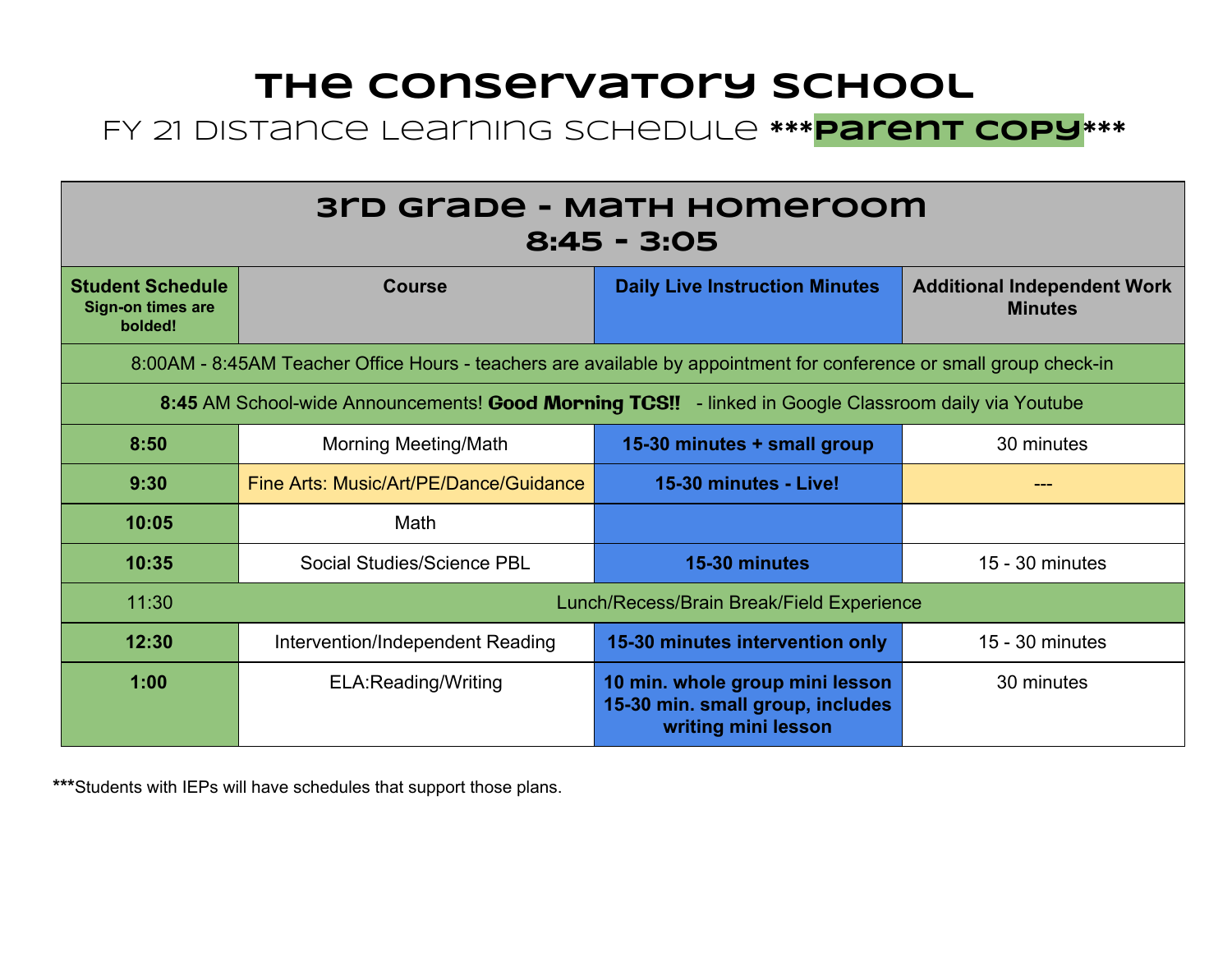# The Conservatory School

## FY 21 Distance Learning Schedule ***Parent Copy***

| 3rd Grade - Math Homeroom 8:45 - 3:05 | | | |
|---|---|---|---|
| **Student Schedule** Sign-on times are bolded! | **Course** | **Daily Live Instruction Minutes** | **Additional Independent Work Minutes** |
| 8:00AM - 8:45AM Teacher Office Hours - teachers are available by appointment for conference or small group check-in | | | |
| **8:45** AM School-wide Announcements! **Good Morning TCS!!** - linked in Google Classroom daily via Youtube | | | |
| **8:50** | Morning Meeting/Math | **15-30 minutes + small group** | 30 minutes |
| **9:30** | Fine Arts: Music/Art/PE/Dance/Guidance | **15-30 minutes - Live!** | --- |
| **10:05** | Math | | |
| **10:35** | Social Studies/Science PBL | **15-30 minutes** | 15 - 30 minutes |
| 11:30 | Lunch/Recess/Brain Break/Field Experience | | |
| **12:30** | Intervention/Independent Reading | **15-30 minutes intervention only** | 15 - 30 minutes |
| **1:00** | ELA:Reading/Writing | **10 min. whole group mini lesson 15-30 min. small group, includes writing mini lesson** | 30 minutes |

***Students with IEPs will have schedules that support those plans.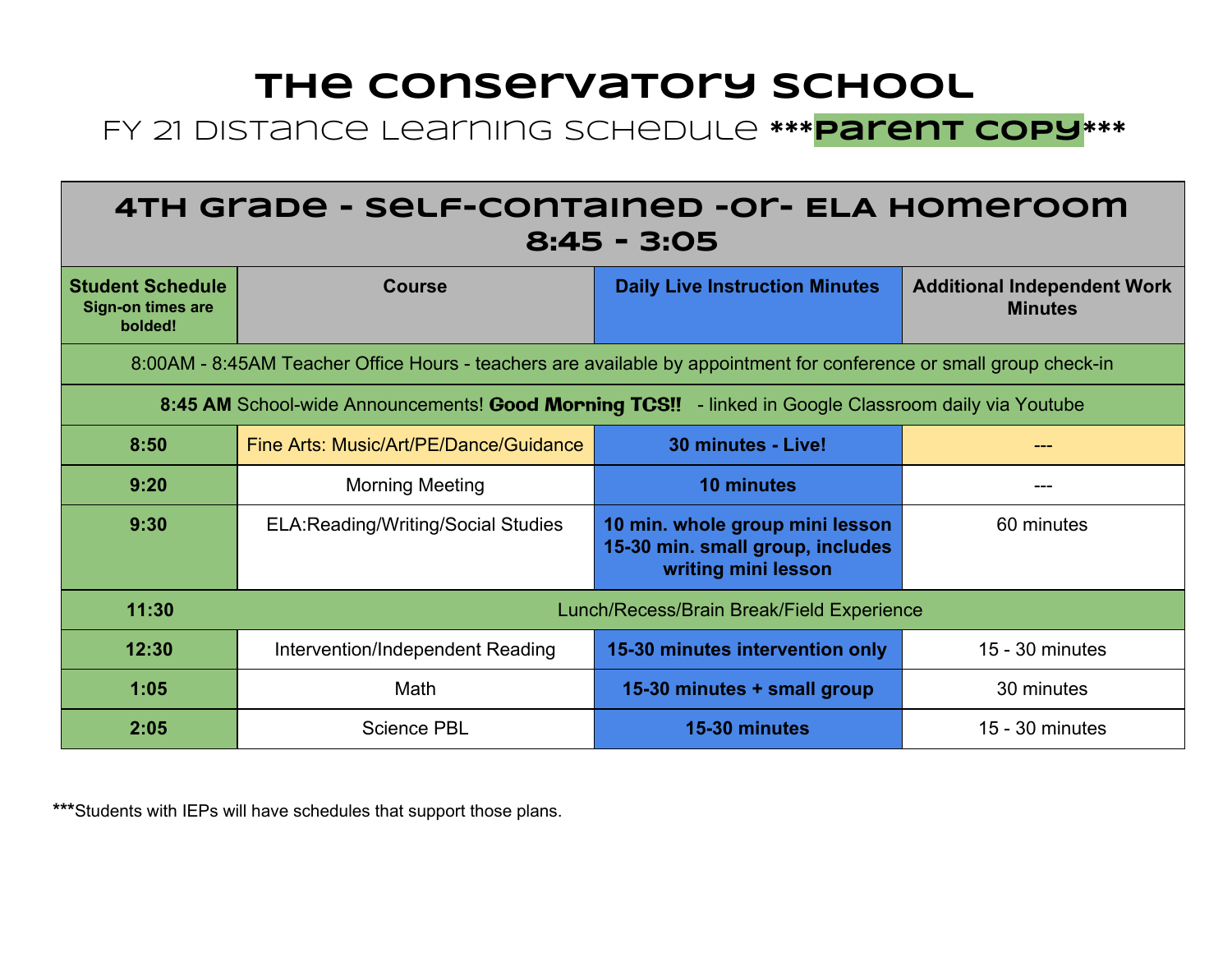# The Conservatory School

## FY 21 Distance Learning Schedule ***Parent Copy***

| 4th Grade - Self-Contained -or- ELA Homeroom 8:45 - 3:05 | | | |
|---|---|---|---|
| **Student Schedule** **Sign-on times are bolded!** | **Course** | **Daily Live Instruction Minutes** | **Additional Independent Work Minutes** |
| 8:00AM - 8:45AM Teacher Office Hours - teachers are available by appointment for conference or small group check-in | | | |
| **8:45 AM** School-wide Announcements! **Good Morning TCS!!** - linked in Google Classroom daily via Youtube | | | |
| **8:50** | Fine Arts: Music/Art/PE/Dance/Guidance | **30 minutes - Live!** | --- |
| **9:20** | Morning Meeting | **10 minutes** | --- |
| **9:30** | ELA:Reading/Writing/Social Studies | **10 min. whole group mini lesson 15-30 min. small group, includes writing mini lesson** | 60 minutes |
| **11:30** | Lunch/Recess/Brain Break/Field Experience | | |
| **12:30** | Intervention/Independent Reading | **15-30 minutes intervention only** | 15 - 30 minutes |
| **1:05** | Math | **15-30 minutes + small group** | 30 minutes |
| **2:05** | Science PBL | **15-30 minutes** | 15 - 30 minutes |

***Students with IEPs will have schedules that support those plans.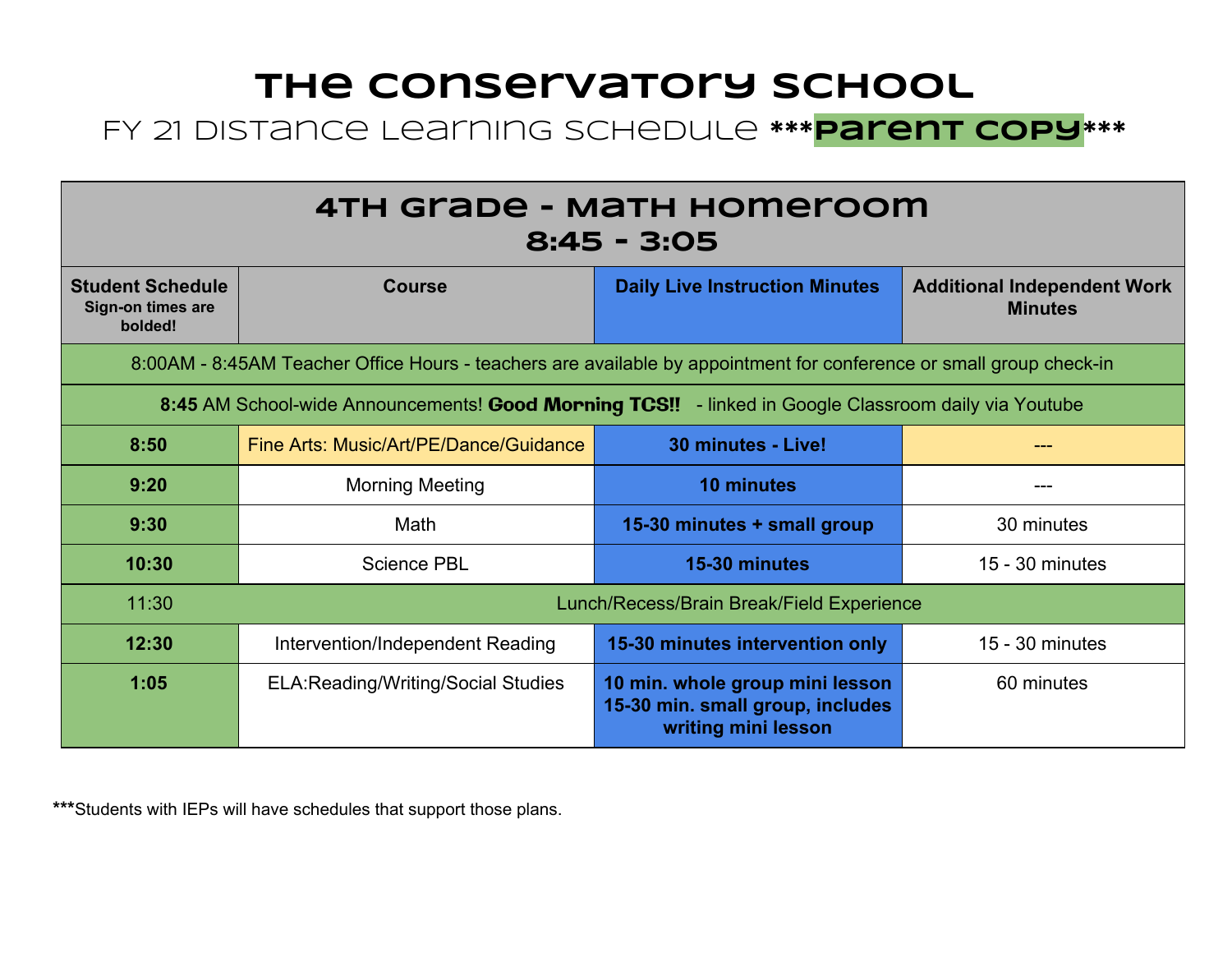# The Conservatory School

## FY 21 Distance Learning Schedule ***Parent Copy***

| 4th Grade - Math Homeroom 8:45 - 3:05 | | | |
|---|---|---|---|
| **Student Schedule** Sign-on times are bolded! | **Course** | **Daily Live Instruction Minutes** | **Additional Independent Work Minutes** |
| 8:00AM - 8:45AM Teacher Office Hours - teachers are available by appointment for conference or small group check-in | | | |
| **8:45** AM School-wide Announcements! **Good Morning TCS!!** - linked in Google Classroom daily via Youtube | | | |
| **8:50** | Fine Arts: Music/Art/PE/Dance/Guidance | **30 minutes - Live!** | --- |
| **9:20** | Morning Meeting | **10 minutes** | --- |
| **9:30** | Math | **15-30 minutes + small group** | 30 minutes |
| **10:30** | Science PBL | **15-30 minutes** | 15 - 30 minutes |
| 11:30 | Lunch/Recess/Brain Break/Field Experience | | |
| **12:30** | Intervention/Independent Reading | **15-30 minutes intervention only** | 15 - 30 minutes |
| **1:05** | ELA:Reading/Writing/Social Studies | **10 min. whole group mini lesson 15-30 min. small group, includes writing mini lesson** | 60 minutes |

*****Students with IEPs will have schedules that support those plans.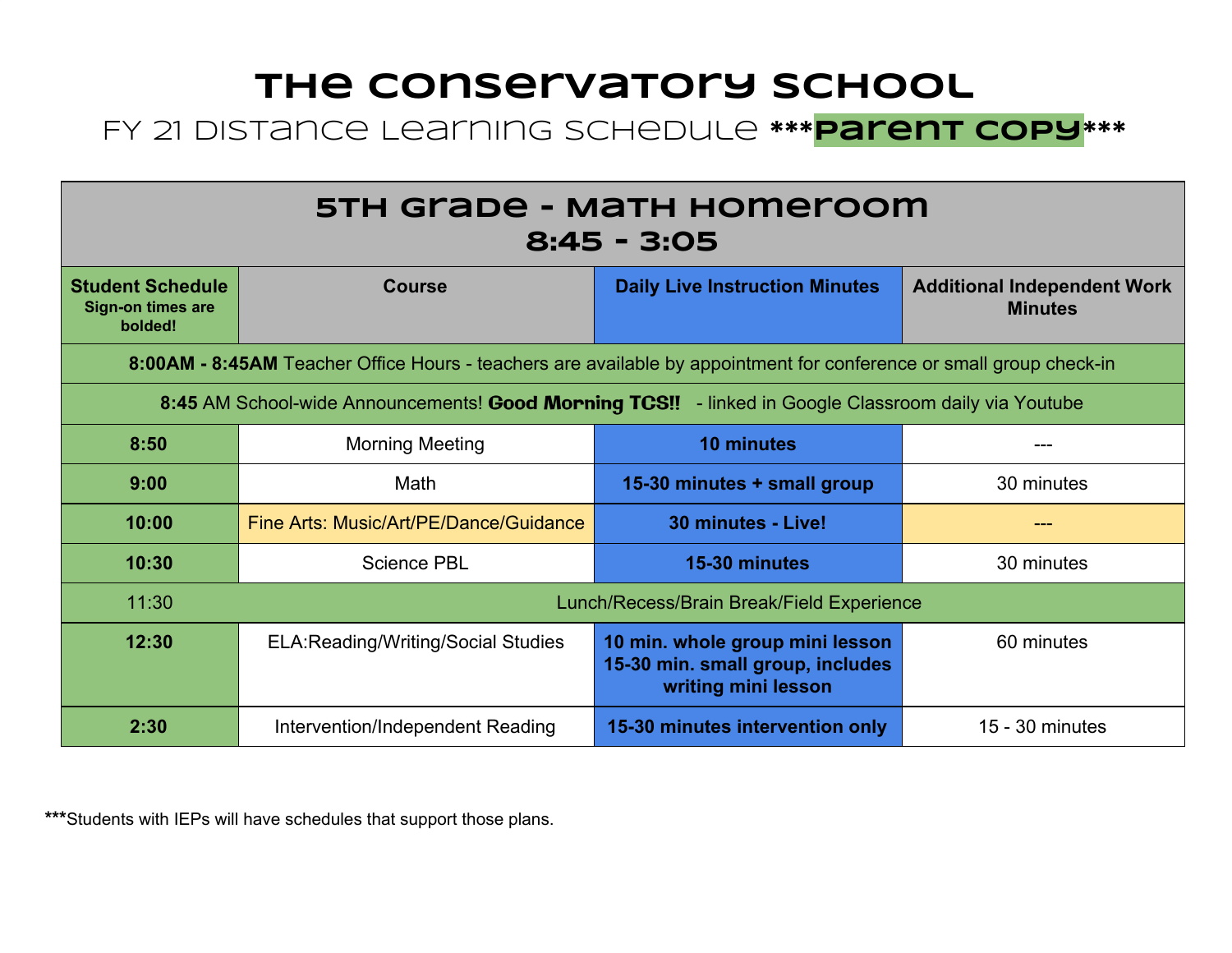# The Conservatory School

## FY 21 Distance Learning Schedule ***Parent Copy***

| 5th Grade - Math Homeroom 8:45 - 3:05 | | | |
|---|---|---|---|
| **Student Schedule** **Sign-on times are bolded!** | **Course** | **Daily Live Instruction Minutes** | **Additional Independent Work Minutes** |
| **8:00AM - 8:45AM** Teacher Office Hours - teachers are available by appointment for conference or small group check-in | | | |
| **8:45** AM School-wide Announcements! **Good Morning TCS!!** - linked in Google Classroom daily via Youtube | | | |
| **8:50** | Morning Meeting | **10 minutes** | --- |
| **9:00** | Math | **15-30 minutes + small group** | 30 minutes |
| **10:00** | Fine Arts: Music/Art/PE/Dance/Guidance | **30 minutes - Live!** | --- |
| **10:30** | Science PBL | **15-30 minutes** | 30 minutes |
| 11:30 | Lunch/Recess/Brain Break/Field Experience | | |
| **12:30** | ELA:Reading/Writing/Social Studies | **10 min. whole group mini lesson 15-30 min. small group, includes writing mini lesson** | 60 minutes |
| **2:30** | Intervention/Independent Reading | **15-30 minutes intervention only** | 15 - 30 minutes |

**\*\*\***Students with IEPs will have schedules that support those plans.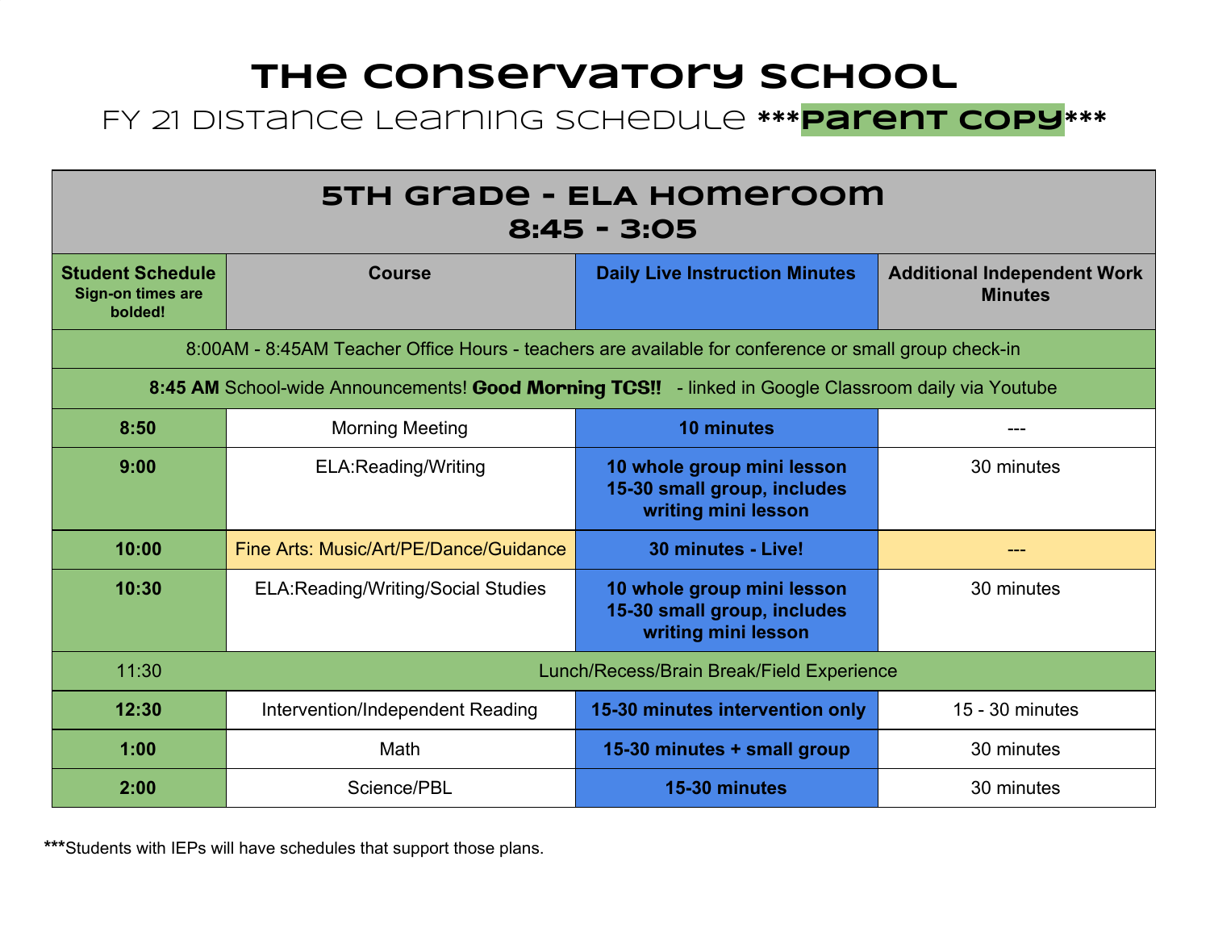# The Conservatory School

## FY 21 Distance Learning Schedule ***Parent Copy***

| 5th Grade - ELA Homeroom 8:45 - 3:05 | | | |
|---|---|---|---|
| **Student Schedule** **Sign-on times are bolded!** | **Course** | **Daily Live Instruction Minutes** | **Additional Independent Work Minutes** |
| 8:00AM - 8:45AM Teacher Office Hours - teachers are available for conference or small group check-in | | | |
| **8:45 AM** School-wide Announcements! **Good Morning TCS!!** - linked in Google Classroom daily via Youtube | | | |
| **8:50** | Morning Meeting | **10 minutes** | --- |
| **9:00** | ELA:Reading/Writing | **10 whole group mini lesson 15-30 small group, includes writing mini lesson** | 30 minutes |
| **10:00** | Fine Arts: Music/Art/PE/Dance/Guidance | **30 minutes - Live!** | --- |
| **10:30** | ELA:Reading/Writing/Social Studies | **10 whole group mini lesson 15-30 small group, includes writing mini lesson** | 30 minutes |
| 11:30 | Lunch/Recess/Brain Break/Field Experience | | |
| **12:30** | Intervention/Independent Reading | **15-30 minutes intervention only** | 15 - 30 minutes |
| **1:00** | Math | **15-30 minutes + small group** | 30 minutes |
| **2:00** | Science/PBL | **15-30 minutes** | 30 minutes |

***Students with IEPs will have schedules that support those plans.